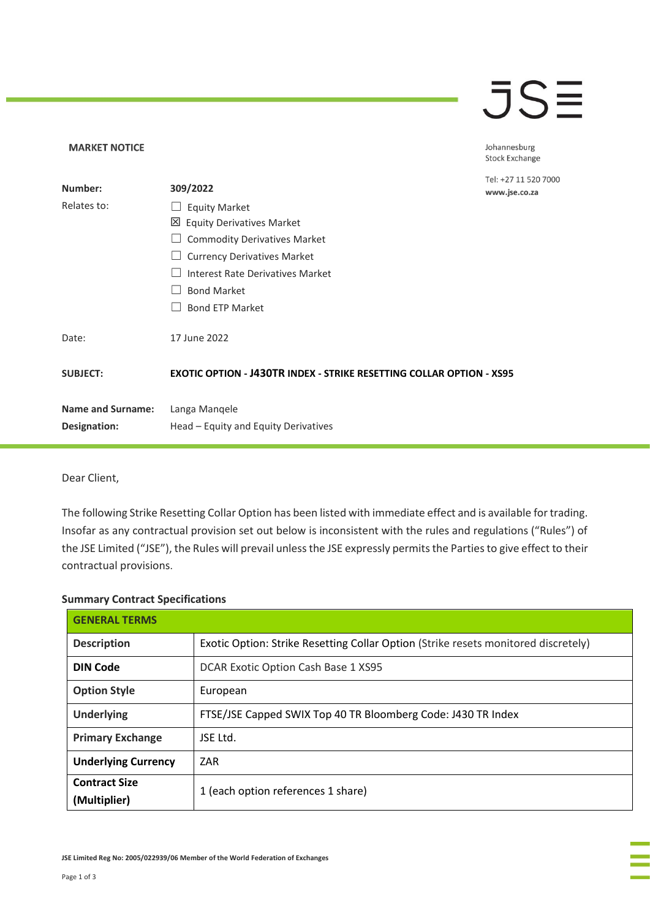**MARKET NOTICE**

Johannesburg Stock Exchange

Tel: +27 11 520 7000
**www.jse.co.za**

| | |
|---|---|
| **Number:** | **309/2022** |
| Relates to: | ☐ Equity Market<br>☒ Equity Derivatives Market<br>☐ Commodity Derivatives Market<br>☐ Currency Derivatives Market<br>☐ Interest Rate Derivatives Market<br>☐ Bond Market<br>☐ Bond ETP Market |
| Date: | 17 June 2022 |
| **SUBJECT:** | **EXOTIC OPTION - J430TR INDEX - STRIKE RESETTING COLLAR OPTION - XS95** |
| **Name and Surname:** | Langa Manqele |
| **Designation:** | Head – Equity and Equity Derivatives |

Dear Client,

The following Strike Resetting Collar Option has been listed with immediate effect and is available for trading. Insofar as any contractual provision set out below is inconsistent with the rules and regulations ("Rules") of the JSE Limited ("JSE"), the Rules will prevail unless the JSE expressly permits the Parties to give effect to their contractual provisions.

**Summary Contract Specifications**

| **GENERAL TERMS** | |
|---|---|
| **Description** | Exotic Option: Strike Resetting Collar Option (Strike resets monitored discretely) |
| **DIN Code** | DCAR Exotic Option Cash Base 1 XS95 |
| **Option Style** | European |
| **Underlying** | FTSE/JSE Capped SWIX Top 40 TR Bloomberg Code: J430 TR Index |
| **Primary Exchange** | JSE Ltd. |
| **Underlying Currency** | ZAR |
| **Contract Size (Multiplier)** | 1 (each option references 1 share) |

JSE Limited Reg No: 2005/022939/06 Member of the World Federation of Exchanges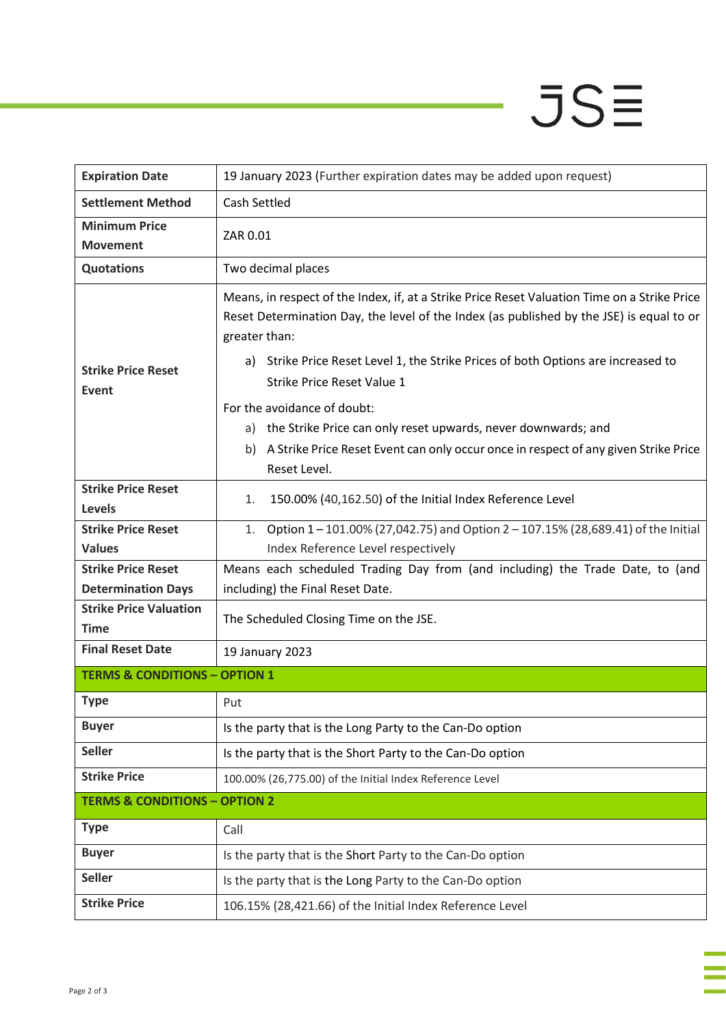| | |
|---|---|
| **Expiration Date** | 19 January 2023 (Further expiration dates may be added upon request) |
| **Settlement Method** | Cash Settled |
| **Minimum Price Movement** | ZAR 0.01 |
| **Quotations** | Two decimal places |
| **Strike Price Reset Event** | Means, in respect of the Index, if, at a Strike Price Reset Valuation Time on a Strike Price Reset Determination Day, the level of the Index (as published by the JSE) is equal to or greater than:<br><br>a) Strike Price Reset Level 1, the Strike Prices of both Options are increased to Strike Price Reset Value 1<br><br>For the avoidance of doubt:<br>a) the Strike Price can only reset upwards, never downwards; and<br>b) A Strike Price Reset Event can only occur once in respect of any given Strike Price Reset Level. |
| **Strike Price Reset Levels** | 1. 150.00% (40,162.50) of the Initial Index Reference Level |
| **Strike Price Reset Values** | 1. Option 1 – 101.00% (27,042.75) and Option 2 – 107.15% (28,689.41) of the Initial Index Reference Level respectively |
| **Strike Price Reset Determination Days** | Means each scheduled Trading Day from (and including) the Trade Date, to (and including) the Final Reset Date. |
| **Strike Price Valuation Time** | The Scheduled Closing Time on the JSE. |
| **Final Reset Date** | 19 January 2023 |
| **TERMS & CONDITIONS – OPTION 1** | |
| **Type** | Put |
| **Buyer** | Is the party that is the Long Party to the Can-Do option |
| **Seller** | Is the party that is the Short Party to the Can-Do option |
| **Strike Price** | 100.00% (26,775.00) of the Initial Index Reference Level |
| **TERMS & CONDITIONS – OPTION 2** | |
| **Type** | Call |
| **Buyer** | Is the party that is the Short Party to the Can-Do option |
| **Seller** | Is the party that is the Long Party to the Can-Do option |
| **Strike Price** | 106.15% (28,421.66) of the Initial Index Reference Level |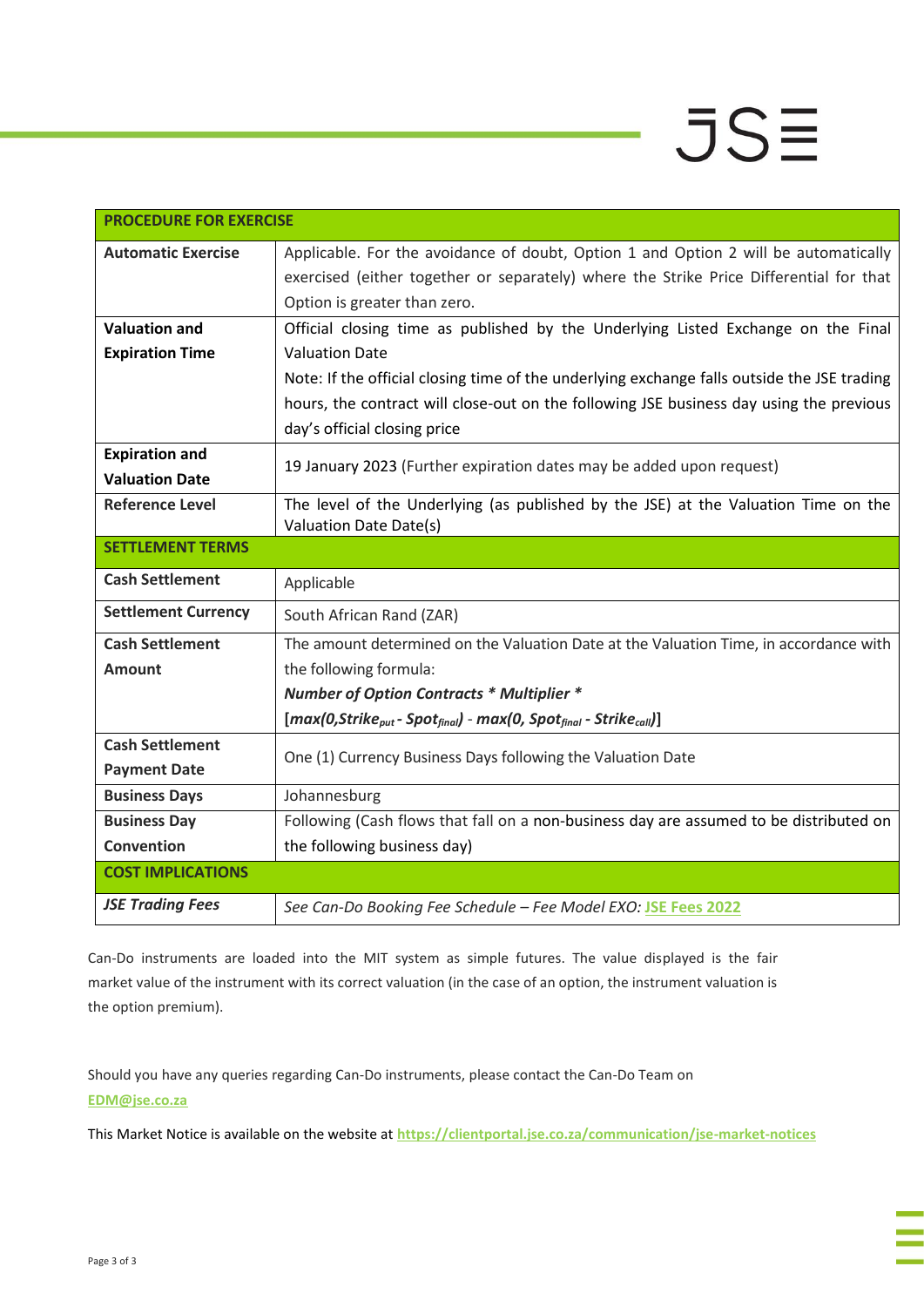| PROCEDURE FOR EXERCISE | |
|---|---|
| **Automatic Exercise** | Applicable. For the avoidance of doubt, Option 1 and Option 2 will be automatically exercised (either together or separately) where the Strike Price Differential for that Option is greater than zero. |
| **Valuation and Expiration Time** | Official closing time as published by the Underlying Listed Exchange on the Final Valuation Date<br>Note: If the official closing time of the underlying exchange falls outside the JSE trading hours, the contract will close-out on the following JSE business day using the previous day's official closing price |
| **Expiration and Valuation Date** | 19 January 2023 (Further expiration dates may be added upon request) |
| **Reference Level** | The level of the Underlying (as published by the JSE) at the Valuation Time on the Valuation Date Date(s) |
| **SETTLEMENT TERMS** | |
| **Cash Settlement** | Applicable |
| **Settlement Currency** | South African Rand (ZAR) |
| **Cash Settlement Amount** | The amount determined on the Valuation Date at the Valuation Time, in accordance with the following formula:<br>***Number of Option Contracts * Multiplier **** <br>$[max(0, Strike_{put} - Spot_{final}) - max(0, Spot_{final} - Strike_{call})]$ |
| **Cash Settlement Payment Date** | One (1) Currency Business Days following the Valuation Date |
| **Business Days** | Johannesburg |
| **Business Day Convention** | Following (Cash flows that fall on a non-business day are assumed to be distributed on the following business day) |
| **COST IMPLICATIONS** | |
| ***JSE Trading Fees*** | *See Can-Do Booking Fee Schedule – Fee Model EXO: JSE Fees 2022* |

Can-Do instruments are loaded into the MIT system as simple futures. The value displayed is the fair market value of the instrument with its correct valuation (in the case of an option, the instrument valuation is the option premium).

Should you have any queries regarding Can-Do instruments, please contact the Can-Do Team on **EDM@jse.co.za**

This Market Notice is available on the website at **https://clientportal.jse.co.za/communication/jse-market-notices**